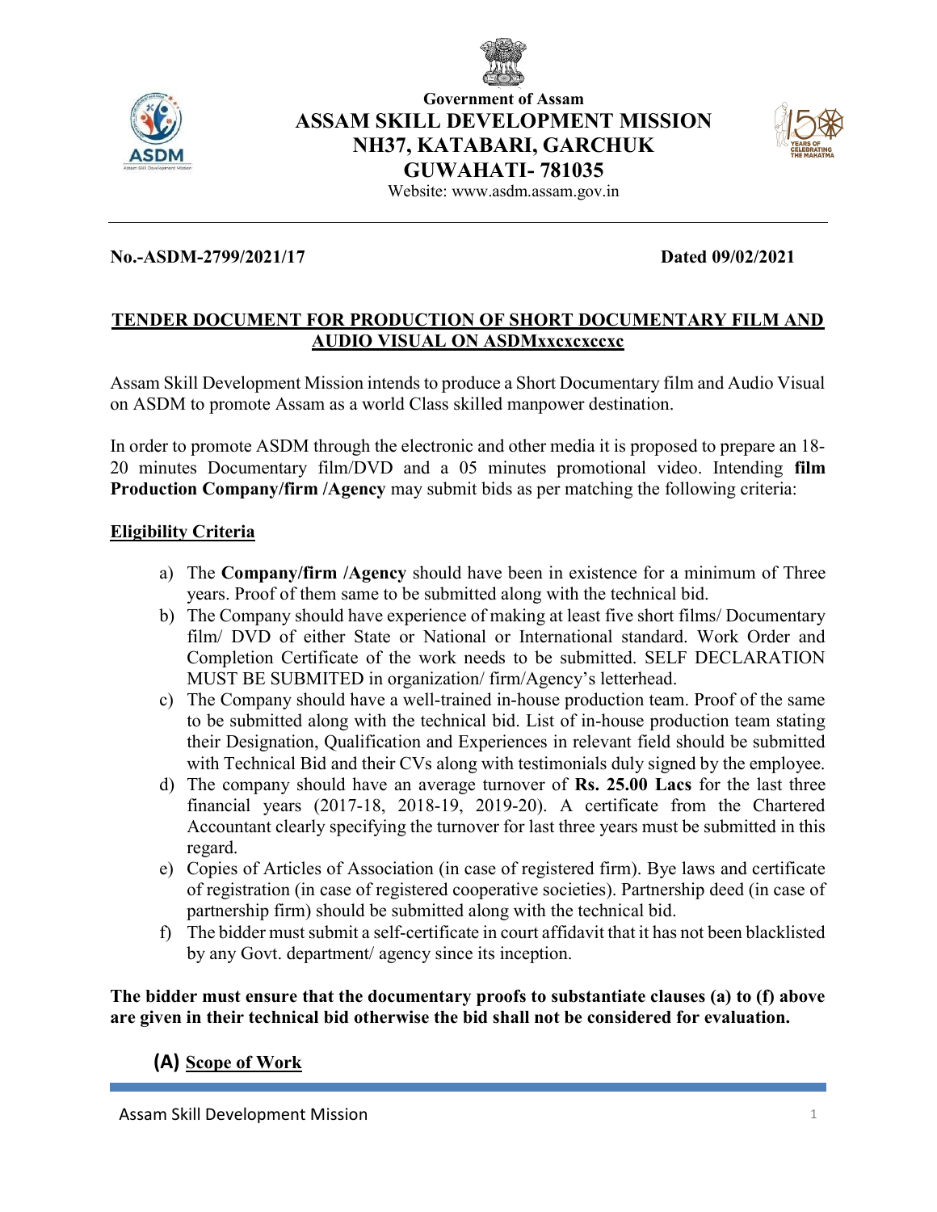**Government of Assam**

# ASSAM SKILL DEVELOPMENT MISSION
## NH37, KATABARI, GARCHUK
## GUWAHATI- 781035

Website: www.asdm.assam.gov.in

---

**No.-ASDM-2799/2021/17** **Dated 09/02/2021**

## TENDER DOCUMENT FOR PRODUCTION OF SHORT DOCUMENTARY FILM AND AUDIO VISUAL ON ASDMxxcxcxccxc

Assam Skill Development Mission intends to produce a Short Documentary film and Audio Visual on ASDM to promote Assam as a world Class skilled manpower destination.

In order to promote ASDM through the electronic and other media it is proposed to prepare an 18-20 minutes Documentary film/DVD and a 05 minutes promotional video. Intending **film Production Company/firm /Agency** may submit bids as per matching the following criteria:

### Eligibility Criteria

a) The **Company/firm /Agency** should have been in existence for a minimum of Three years. Proof of them same to be submitted along with the technical bid.

b) The Company should have experience of making at least five short films/ Documentary film/ DVD of either State or National or International standard. Work Order and Completion Certificate of the work needs to be submitted. SELF DECLARATION MUST BE SUBMITED in organization/ firm/Agency's letterhead.

c) The Company should have a well-trained in-house production team. Proof of the same to be submitted along with the technical bid. List of in-house production team stating their Designation, Qualification and Experiences in relevant field should be submitted with Technical Bid and their CVs along with testimonials duly signed by the employee.

d) The company should have an average turnover of **Rs. 25.00 Lacs** for the last three financial years (2017-18, 2018-19, 2019-20). A certificate from the Chartered Accountant clearly specifying the turnover for last three years must be submitted in this regard.

e) Copies of Articles of Association (in case of registered firm). Bye laws and certificate of registration (in case of registered cooperative societies). Partnership deed (in case of partnership firm) should be submitted along with the technical bid.

f) The bidder must submit a self-certificate in court affidavit that it has not been blacklisted by any Govt. department/ agency since its inception.

**The bidder must ensure that the documentary proofs to substantiate clauses (a) to (f) above are given in their technical bid otherwise the bid shall not be considered for evaluation.**

### (A) Scope of Work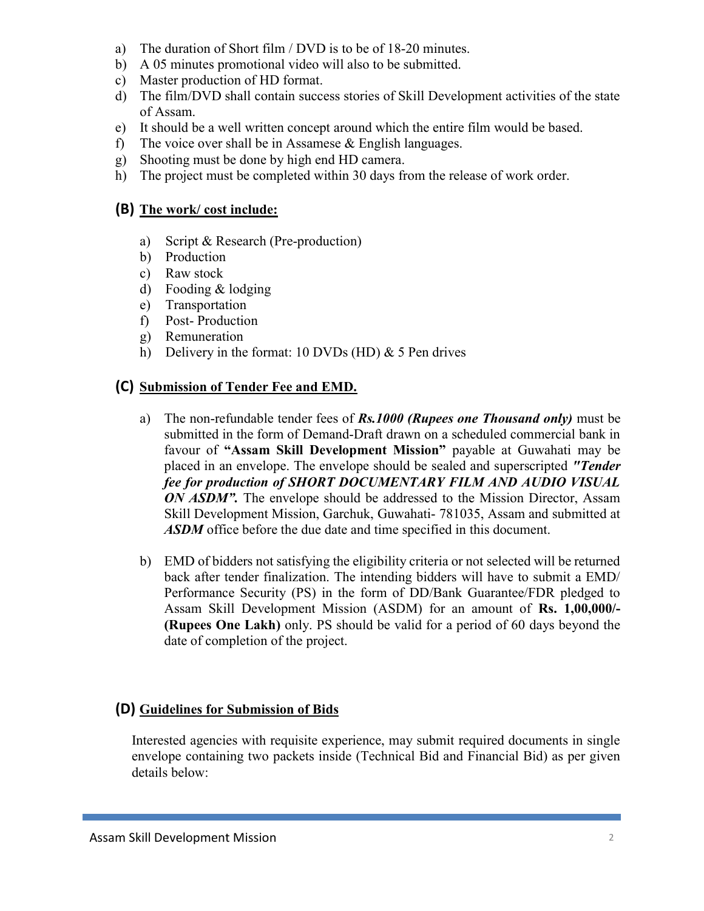a) The duration of Short film / DVD is to be of 18-20 minutes.
b) A 05 minutes promotional video will also to be submitted.
c) Master production of HD format.
d) The film/DVD shall contain success stories of Skill Development activities of the state of Assam.
e) It should be a well written concept around which the entire film would be based.
f) The voice over shall be in Assamese & English languages.
g) Shooting must be done by high end HD camera.
h) The project must be completed within 30 days from the release of work order.

## (B) The work/ cost include:

a) Script & Research (Pre-production)
b) Production
c) Raw stock
d) Fooding & lodging
e) Transportation
f) Post- Production
g) Remuneration
h) Delivery in the format: 10 DVDs (HD) & 5 Pen drives

## (C) Submission of Tender Fee and EMD.

a) The non-refundable tender fees of ***Rs.1000 (Rupees one Thousand only)*** must be submitted in the form of Demand-Draft drawn on a scheduled commercial bank in favour of **"Assam Skill Development Mission"** payable at Guwahati may be placed in an envelope. The envelope should be sealed and superscripted ***"Tender fee for production of SHORT DOCUMENTARY FILM AND AUDIO VISUAL ON ASDM".*** The envelope should be addressed to the Mission Director, Assam Skill Development Mission, Garchuk, Guwahati- 781035, Assam and submitted at ***ASDM*** office before the due date and time specified in this document.

b) EMD of bidders not satisfying the eligibility criteria or not selected will be returned back after tender finalization. The intending bidders will have to submit a EMD/ Performance Security (PS) in the form of DD/Bank Guarantee/FDR pledged to Assam Skill Development Mission (ASDM) for an amount of **Rs. 1,00,000/- (Rupees One Lakh)** only. PS should be valid for a period of 60 days beyond the date of completion of the project.

## (D) Guidelines for Submission of Bids

Interested agencies with requisite experience, may submit required documents in single envelope containing two packets inside (Technical Bid and Financial Bid) as per given details below: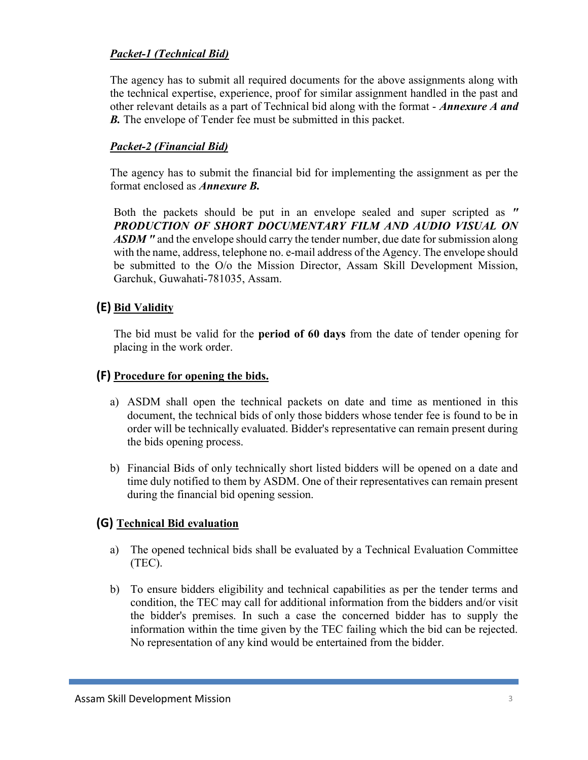***Packet-1 (Technical Bid)***

The agency has to submit all required documents for the above assignments along with the technical expertise, experience, proof for similar assignment handled in the past and other relevant details as a part of Technical bid along with the format - ***Annexure A and B.*** The envelope of Tender fee must be submitted in this packet.

***Packet-2 (Financial Bid)***

The agency has to submit the financial bid for implementing the assignment as per the format enclosed as ***Annexure B.***

Both the packets should be put in an envelope sealed and super scripted as ***" PRODUCTION OF SHORT DOCUMENTARY FILM AND AUDIO VISUAL ON ASDM "*** and the envelope should carry the tender number, due date for submission along with the name, address, telephone no. e-mail address of the Agency. The envelope should be submitted to the O/o the Mission Director, Assam Skill Development Mission, Garchuk, Guwahati-781035, Assam.

## (E) Bid Validity

The bid must be valid for the **period of 60 days** from the date of tender opening for placing in the work order.

## (F) Procedure for opening the bids.

a) ASDM shall open the technical packets on date and time as mentioned in this document, the technical bids of only those bidders whose tender fee is found to be in order will be technically evaluated. Bidder's representative can remain present during the bids opening process.

b) Financial Bids of only technically short listed bidders will be opened on a date and time duly notified to them by ASDM. One of their representatives can remain present during the financial bid opening session.

## (G) Technical Bid evaluation

a) The opened technical bids shall be evaluated by a Technical Evaluation Committee (TEC).

b) To ensure bidders eligibility and technical capabilities as per the tender terms and condition, the TEC may call for additional information from the bidders and/or visit the bidder's premises. In such a case the concerned bidder has to supply the information within the time given by the TEC failing which the bid can be rejected. No representation of any kind would be entertained from the bidder.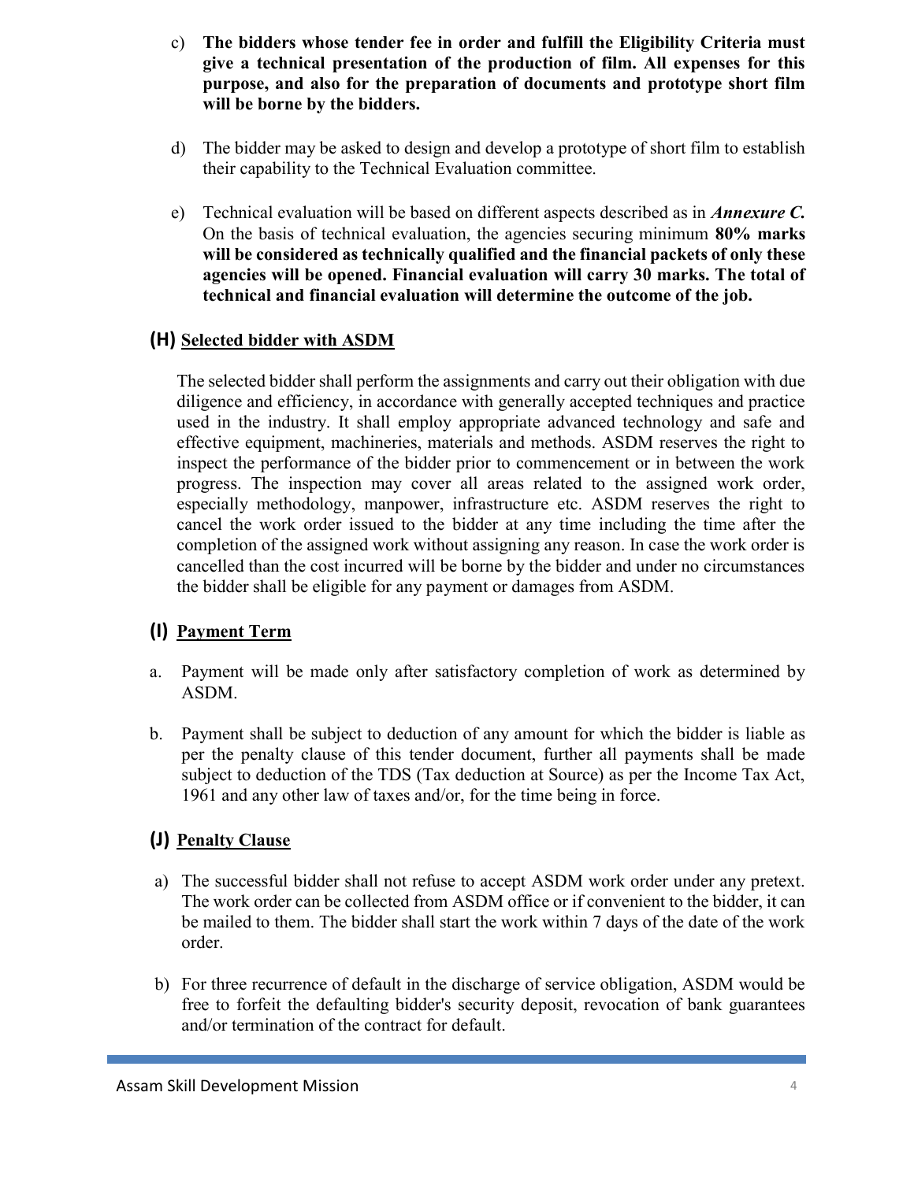c) **The bidders whose tender fee in order and fulfill the Eligibility Criteria must give a technical presentation of the production of film. All expenses for this purpose, and also for the preparation of documents and prototype short film will be borne by the bidders.**

d) The bidder may be asked to design and develop a prototype of short film to establish their capability to the Technical Evaluation committee.

e) Technical evaluation will be based on different aspects described as in ***Annexure C.*** On the basis of technical evaluation, the agencies securing minimum **80% marks will be considered as technically qualified and the financial packets of only these agencies will be opened. Financial evaluation will carry 30 marks. The total of technical and financial evaluation will determine the outcome of the job.**

## (H) <u>Selected bidder with ASDM</u>

The selected bidder shall perform the assignments and carry out their obligation with due diligence and efficiency, in accordance with generally accepted techniques and practice used in the industry. It shall employ appropriate advanced technology and safe and effective equipment, machineries, materials and methods. ASDM reserves the right to inspect the performance of the bidder prior to commencement or in between the work progress. The inspection may cover all areas related to the assigned work order, especially methodology, manpower, infrastructure etc. ASDM reserves the right to cancel the work order issued to the bidder at any time including the time after the completion of the assigned work without assigning any reason. In case the work order is cancelled than the cost incurred will be borne by the bidder and under no circumstances the bidder shall be eligible for any payment or damages from ASDM.

## (I) <u>Payment Term</u>

a. Payment will be made only after satisfactory completion of work as determined by ASDM.

b. Payment shall be subject to deduction of any amount for which the bidder is liable as per the penalty clause of this tender document, further all payments shall be made subject to deduction of the TDS (Tax deduction at Source) as per the Income Tax Act, 1961 and any other law of taxes and/or, for the time being in force.

## (J) <u>Penalty Clause</u>

a) The successful bidder shall not refuse to accept ASDM work order under any pretext. The work order can be collected from ASDM office or if convenient to the bidder, it can be mailed to them. The bidder shall start the work within 7 days of the date of the work order.

b) For three recurrence of default in the discharge of service obligation, ASDM would be free to forfeit the defaulting bidder's security deposit, revocation of bank guarantees and/or termination of the contract for default.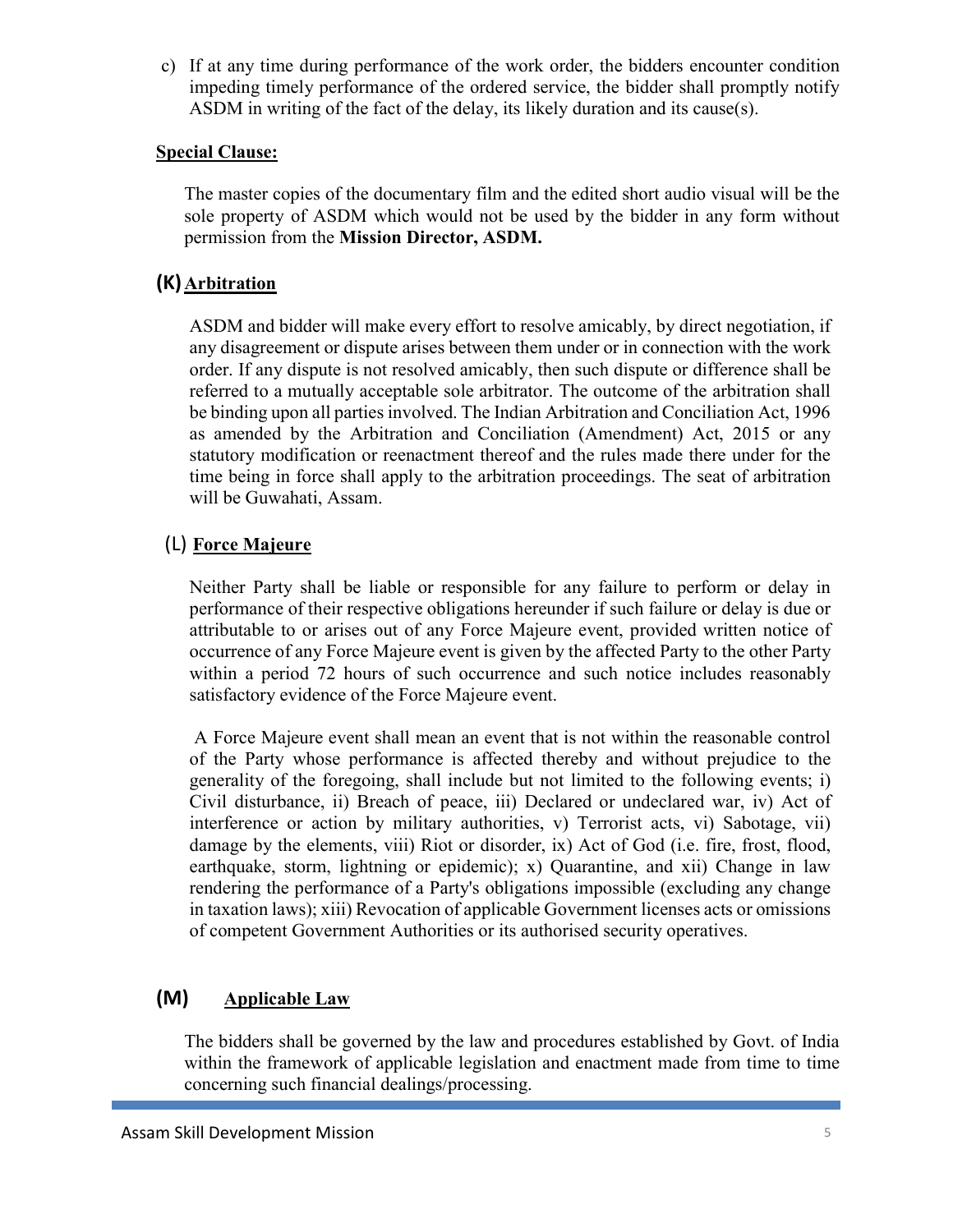c) If at any time during performance of the work order, the bidders encounter condition impeding timely performance of the ordered service, the bidder shall promptly notify ASDM in writing of the fact of the delay, its likely duration and its cause(s).

**Special Clause:**

The master copies of the documentary film and the edited short audio visual will be the sole property of ASDM which would not be used by the bidder in any form without permission from the **Mission Director, ASDM.**

## (K) Arbitration

ASDM and bidder will make every effort to resolve amicably, by direct negotiation, if any disagreement or dispute arises between them under or in connection with the work order. If any dispute is not resolved amicably, then such dispute or difference shall be referred to a mutually acceptable sole arbitrator. The outcome of the arbitration shall be binding upon all parties involved. The Indian Arbitration and Conciliation Act, 1996 as amended by the Arbitration and Conciliation (Amendment) Act, 2015 or any statutory modification or reenactment thereof and the rules made there under for the time being in force shall apply to the arbitration proceedings. The seat of arbitration will be Guwahati, Assam.

## (L) Force Majeure

Neither Party shall be liable or responsible for any failure to perform or delay in performance of their respective obligations hereunder if such failure or delay is due or attributable to or arises out of any Force Majeure event, provided written notice of occurrence of any Force Majeure event is given by the affected Party to the other Party within a period 72 hours of such occurrence and such notice includes reasonably satisfactory evidence of the Force Majeure event.

A Force Majeure event shall mean an event that is not within the reasonable control of the Party whose performance is affected thereby and without prejudice to the generality of the foregoing, shall include but not limited to the following events; i) Civil disturbance, ii) Breach of peace, iii) Declared or undeclared war, iv) Act of interference or action by military authorities, v) Terrorist acts, vi) Sabotage, vii) damage by the elements, viii) Riot or disorder, ix) Act of God (i.e. fire, frost, flood, earthquake, storm, lightning or epidemic); x) Quarantine, and xii) Change in law rendering the performance of a Party's obligations impossible (excluding any change in taxation laws); xiii) Revocation of applicable Government licenses acts or omissions of competent Government Authorities or its authorised security operatives.

## (M) Applicable Law

The bidders shall be governed by the law and procedures established by Govt. of India within the framework of applicable legislation and enactment made from time to time concerning such financial dealings/processing.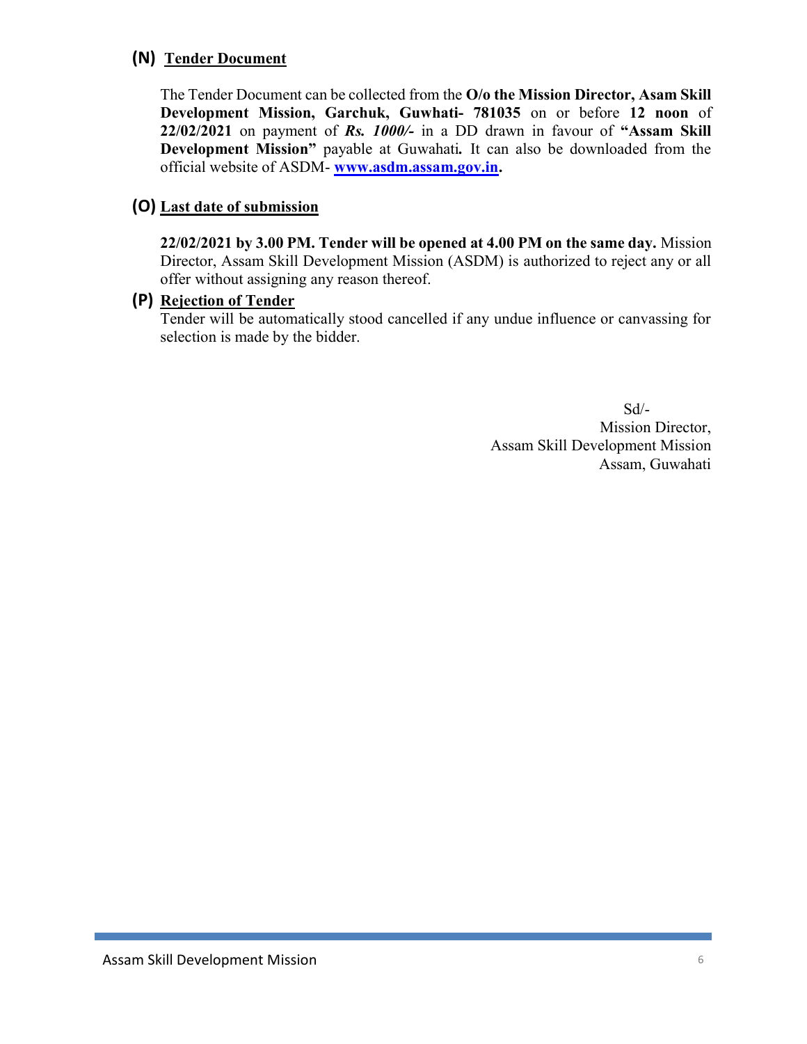**(N) Tender Document**

The Tender Document can be collected from the **O/o the Mission Director, Asam Skill Development Mission, Garchuk, Guwhati- 781035** on or before **12 noon** of **22/02/2021** on payment of ***Rs. 1000/-*** in a DD drawn in favour of **"Assam Skill Development Mission"** payable at Guwahati***.*** It can also be downloaded from the official website of ASDM- **[www.asdm.assam.gov.in](http://www.asdm.assam.gov.in).**

**(O) Last date of submission**

**22/02/2021 by 3.00 PM. Tender will be opened at 4.00 PM on the same day.** Mission Director, Assam Skill Development Mission (ASDM) is authorized to reject any or all offer without assigning any reason thereof.

**(P) Rejection of Tender**

Tender will be automatically stood cancelled if any undue influence or canvassing for selection is made by the bidder.

Sd/-
Mission Director,
Assam Skill Development Mission
Assam, Guwahati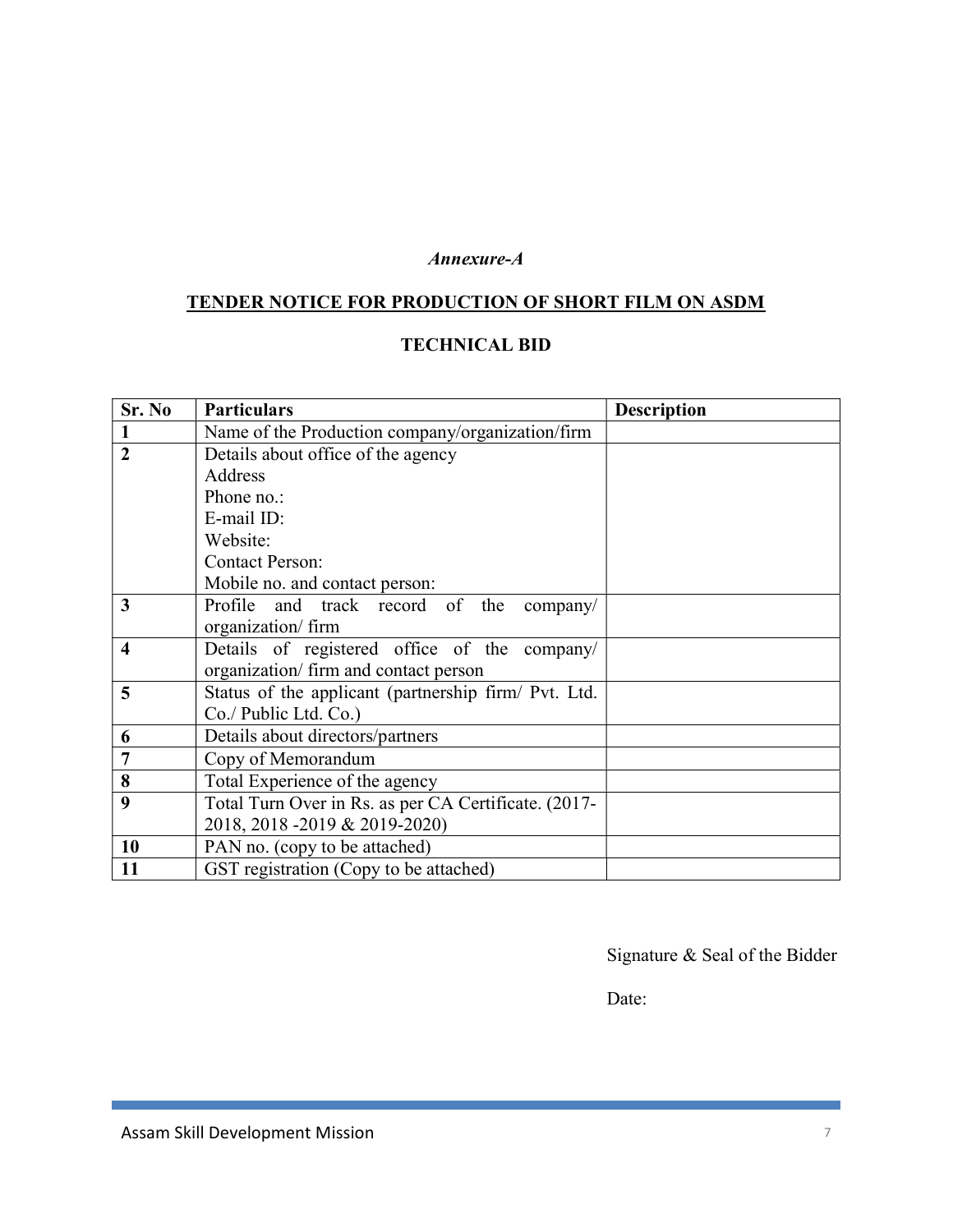*Annexure-A*

## TENDER NOTICE FOR PRODUCTION OF SHORT FILM ON ASDM

### TECHNICAL BID

| Sr. No | Particulars | Description |
|---|---|---|
| **1** | Name of the Production company/organization/firm | |
| **2** | Details about office of the agency<br>Address<br>Phone no.:<br>E-mail ID:<br>Website:<br>Contact Person:<br>Mobile no. and contact person: | |
| **3** | Profile and track record of the company/ organization/ firm | |
| **4** | Details of registered office of the company/ organization/ firm and contact person | |
| **5** | Status of the applicant (partnership firm/ Pvt. Ltd. Co./ Public Ltd. Co.) | |
| **6** | Details about directors/partners | |
| **7** | Copy of Memorandum | |
| **8** | Total Experience of the agency | |
| **9** | Total Turn Over in Rs. as per CA Certificate. (2017-2018, 2018 -2019 & 2019-2020) | |
| **10** | PAN no. (copy to be attached) | |
| **11** | GST registration (Copy to be attached) | |

Signature & Seal of the Bidder

Date: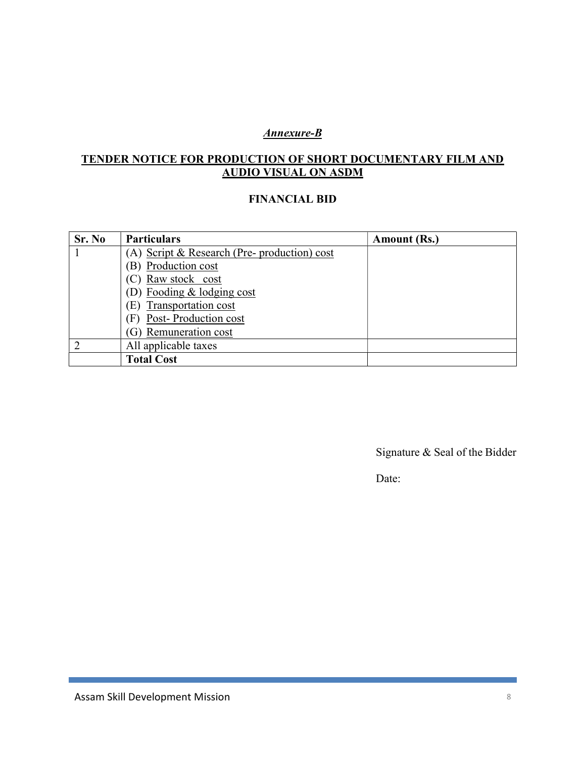***Annexure-B***

**TENDER NOTICE FOR PRODUCTION OF SHORT DOCUMENTARY FILM AND AUDIO VISUAL ON ASDM**

**FINANCIAL BID**

| Sr. No | Particulars | Amount (Rs.) |
|---|---|---|
| 1 | (A) Script & Research (Pre- production) cost<br>(B) Production cost<br>(C) Raw stock cost<br>(D) Fooding & lodging cost<br>(E) Transportation cost<br>(F) Post- Production cost<br>(G) Remuneration cost | |
| 2 | All applicable taxes | |
| | **Total Cost** | |

Signature & Seal of the Bidder

Date: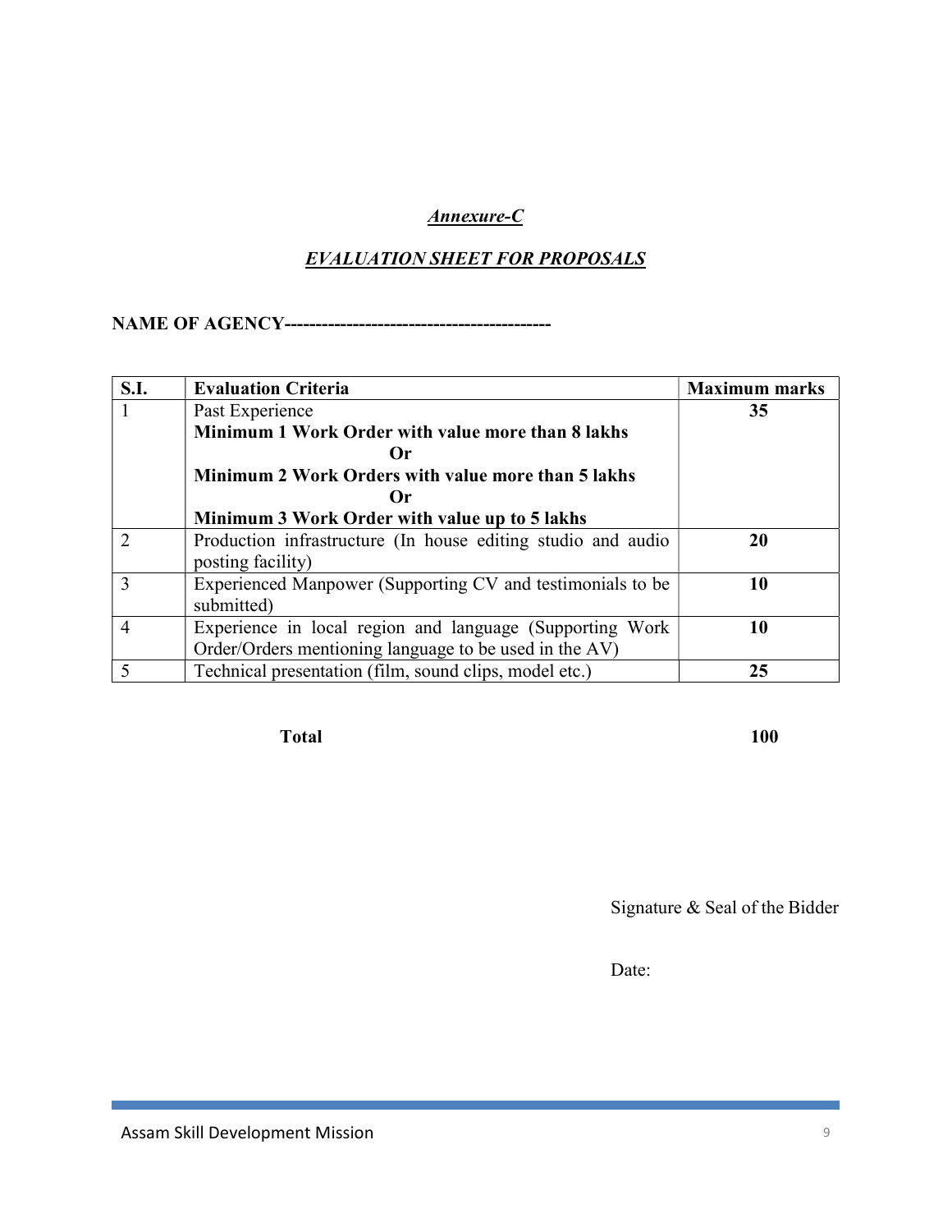***Annexure-C***

***EVALUATION SHEET FOR PROPOSALS***

**NAME OF AGENCY-------------------------------------------**

| S.I. | Evaluation Criteria | Maximum marks |
|---|---|---|
| 1 | Past Experience<br>**Minimum 1 Work Order with value more than 8 lakhs**<br>**Or**<br>**Minimum 2 Work Orders with value more than 5 lakhs**<br>**Or**<br>**Minimum 3 Work Order with value up to 5 lakhs** | **35** |
| 2 | Production infrastructure (In house editing studio and audio posting facility) | **20** |
| 3 | Experienced Manpower (Supporting CV and testimonials to be submitted) | **10** |
| 4 | Experience in local region and language (Supporting Work Order/Orders mentioning language to be used in the AV) | **10** |
| 5 | Technical presentation (film, sound clips, model etc.) | **25** |

**Total** **100**

Signature & Seal of the Bidder

Date: